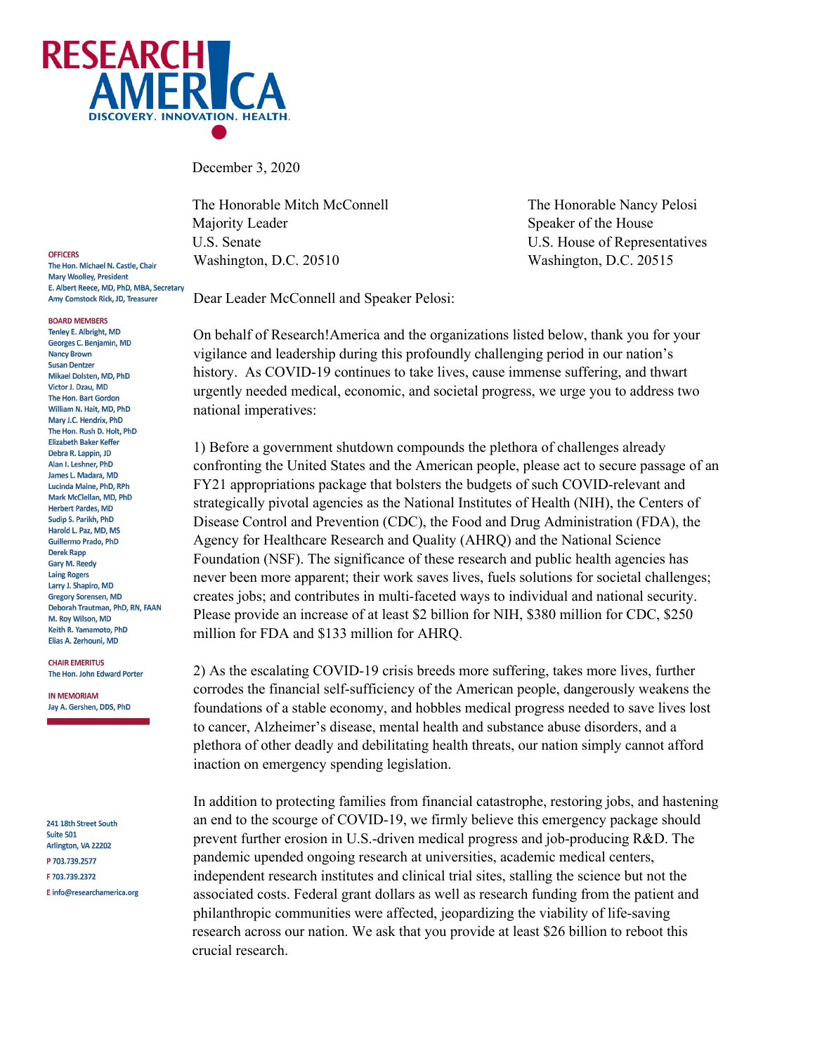# RESEARCH AMERICA

DISCOVERY. INNOVATION. HEALTH.

**OFFICERS**
The Hon. Michael N. Castle, Chair
Mary Woolley, President
E. Albert Reece, MD, PhD, MBA, Secretary
Amy Comstock Rick, JD, Treasurer

**BOARD MEMBERS**
Tenley E. Albright, MD
Georges C. Benjamin, MD
Nancy Brown
Susan Dentzer
Mikael Dolsten, MD, PhD
Victor J. Dzau, MD
The Hon. Bart Gordon
William N. Hait, MD, PhD
Mary J.C. Hendrix, PhD
The Hon. Rush D. Holt, PhD
Elizabeth Baker Keffer
Debra R. Lappin, JD
Alan I. Leshner, PhD
James L. Madara, MD
Lucinda Maine, PhD, RPh
Mark McClellan, MD, PhD
Herbert Pardes, MD
Sudip S. Parikh, PhD
Harold L. Paz, MD, MS
Guillermo Prado, PhD
Derek Rapp
Gary M. Reedy
Laing Rogers
Larry J. Shapiro, MD
Gregory Sorensen, MD
Deborah Trautman, PhD, RN, FAAN
M. Roy Wilson, MD
Keith R. Yamamoto, PhD
Elias A. Zerhouni, MD

**CHAIR EMERITUS**
The Hon. John Edward Porter

**IN MEMORIAM**
Jay A. Gershen, DDS, PhD

241 18th Street South
Suite 501
Arlington, VA 22202
P 703.739.2577
F 703.739.2372
E info@researchamerica.org

December 3, 2020

The Honorable Mitch McConnell
Majority Leader
U.S. Senate
Washington, D.C. 20510

The Honorable Nancy Pelosi
Speaker of the House
U.S. House of Representatives
Washington, D.C. 20515

Dear Leader McConnell and Speaker Pelosi:

On behalf of Research!America and the organizations listed below, thank you for your vigilance and leadership during this profoundly challenging period in our nation's history. As COVID-19 continues to take lives, cause immense suffering, and thwart urgently needed medical, economic, and societal progress, we urge you to address two national imperatives:

1) Before a government shutdown compounds the plethora of challenges already confronting the United States and the American people, please act to secure passage of an FY21 appropriations package that bolsters the budgets of such COVID-relevant and strategically pivotal agencies as the National Institutes of Health (NIH), the Centers of Disease Control and Prevention (CDC), the Food and Drug Administration (FDA), the Agency for Healthcare Research and Quality (AHRQ) and the National Science Foundation (NSF). The significance of these research and public health agencies has never been more apparent; their work saves lives, fuels solutions for societal challenges; creates jobs; and contributes in multi-faceted ways to individual and national security. Please provide an increase of at least $2 billion for NIH, $380 million for CDC, $250 million for FDA and $133 million for AHRQ.

2) As the escalating COVID-19 crisis breeds more suffering, takes more lives, further corrodes the financial self-sufficiency of the American people, dangerously weakens the foundations of a stable economy, and hobbles medical progress needed to save lives lost to cancer, Alzheimer's disease, mental health and substance abuse disorders, and a plethora of other deadly and debilitating health threats, our nation simply cannot afford inaction on emergency spending legislation.

In addition to protecting families from financial catastrophe, restoring jobs, and hastening an end to the scourge of COVID-19, we firmly believe this emergency package should prevent further erosion in U.S.-driven medical progress and job-producing R&D. The pandemic upended ongoing research at universities, academic medical centers, independent research institutes and clinical trial sites, stalling the science but not the associated costs. Federal grant dollars as well as research funding from the patient and philanthropic communities were affected, jeopardizing the viability of life-saving research across our nation. We ask that you provide at least $26 billion to reboot this crucial research.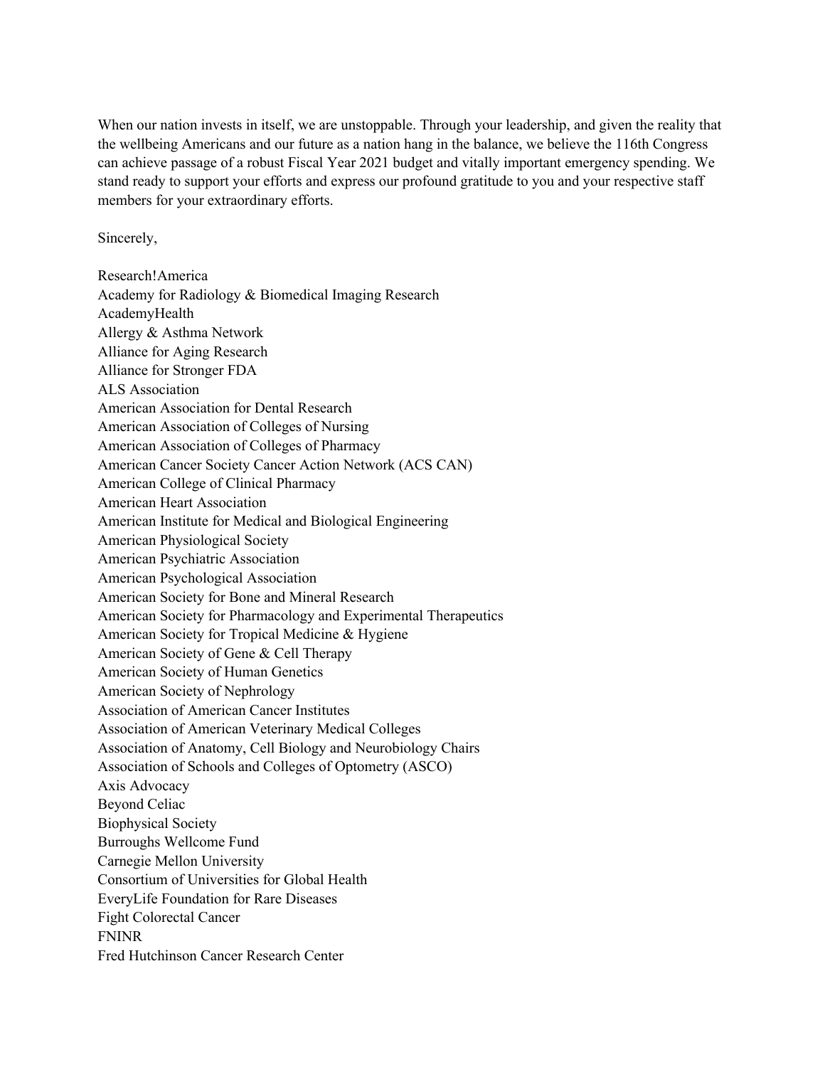When our nation invests in itself, we are unstoppable. Through your leadership, and given the reality that the wellbeing Americans and our future as a nation hang in the balance, we believe the 116th Congress can achieve passage of a robust Fiscal Year 2021 budget and vitally important emergency spending. We stand ready to support your efforts and express our profound gratitude to you and your respective staff members for your extraordinary efforts.

Sincerely,

Research!America
Academy for Radiology & Biomedical Imaging Research
AcademyHealth
Allergy & Asthma Network
Alliance for Aging Research
Alliance for Stronger FDA
ALS Association
American Association for Dental Research
American Association of Colleges of Nursing
American Association of Colleges of Pharmacy
American Cancer Society Cancer Action Network (ACS CAN)
American College of Clinical Pharmacy
American Heart Association
American Institute for Medical and Biological Engineering
American Physiological Society
American Psychiatric Association
American Psychological Association
American Society for Bone and Mineral Research
American Society for Pharmacology and Experimental Therapeutics
American Society for Tropical Medicine & Hygiene
American Society of Gene & Cell Therapy
American Society of Human Genetics
American Society of Nephrology
Association of American Cancer Institutes
Association of American Veterinary Medical Colleges
Association of Anatomy, Cell Biology and Neurobiology Chairs
Association of Schools and Colleges of Optometry (ASCO)
Axis Advocacy
Beyond Celiac
Biophysical Society
Burroughs Wellcome Fund
Carnegie Mellon University
Consortium of Universities for Global Health
EveryLife Foundation for Rare Diseases
Fight Colorectal Cancer
FNINR
Fred Hutchinson Cancer Research Center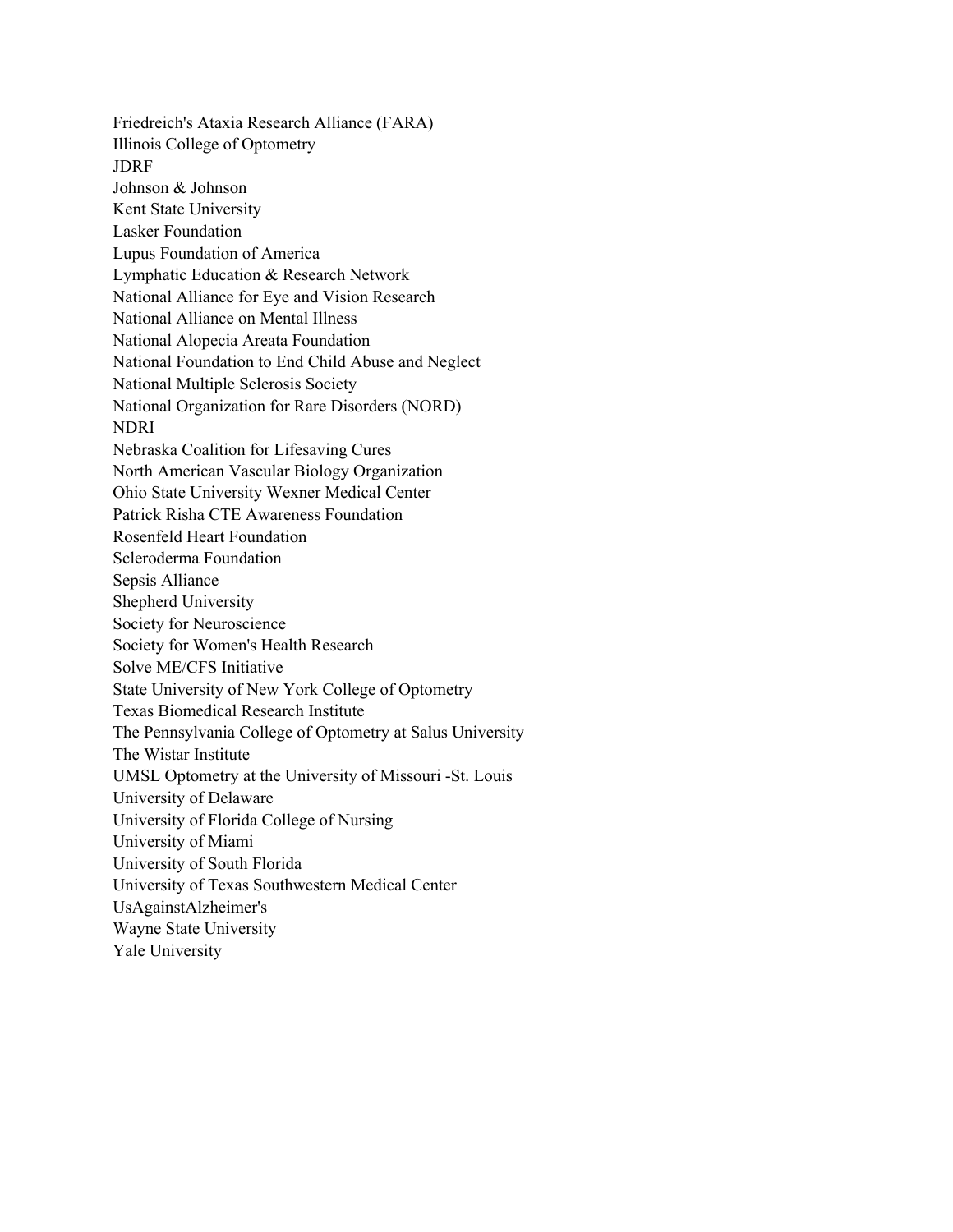Friedreich's Ataxia Research Alliance (FARA)
Illinois College of Optometry
JDRF
Johnson & Johnson
Kent State University
Lasker Foundation
Lupus Foundation of America
Lymphatic Education & Research Network
National Alliance for Eye and Vision Research
National Alliance on Mental Illness
National Alopecia Areata Foundation
National Foundation to End Child Abuse and Neglect
National Multiple Sclerosis Society
National Organization for Rare Disorders (NORD)
NDRI
Nebraska Coalition for Lifesaving Cures
North American Vascular Biology Organization
Ohio State University Wexner Medical Center
Patrick Risha CTE Awareness Foundation
Rosenfeld Heart Foundation
Scleroderma Foundation
Sepsis Alliance
Shepherd University
Society for Neuroscience
Society for Women's Health Research
Solve ME/CFS Initiative
State University of New York College of Optometry
Texas Biomedical Research Institute
The Pennsylvania College of Optometry at Salus University
The Wistar Institute
UMSL Optometry at the University of Missouri -St. Louis
University of Delaware
University of Florida College of Nursing
University of Miami
University of South Florida
University of Texas Southwestern Medical Center
UsAgainstAlzheimer's
Wayne State University
Yale University